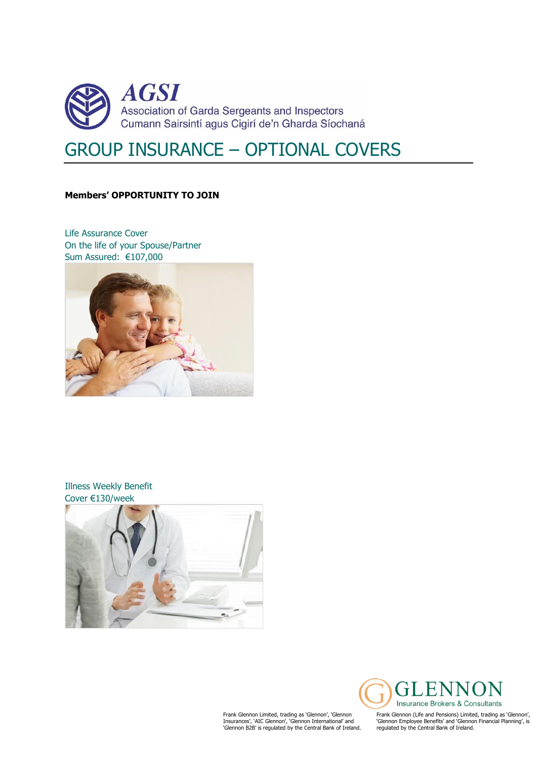AGSI

Association of Garda Sergeants and Inspectors

Cumann Sairsintí agus Cigirí de'n Gharda Síochaná

# GROUP INSURANCE – OPTIONAL COVERS

**Members' OPPORTUNITY TO JOIN**

Life Assurance Cover
On the life of your Spouse/Partner
Sum Assured: €107,000

Illness Weekly Benefit
Cover €130/week

GLENNON
Insurance Brokers & Consultants

Frank Glennon Limited, trading as 'Glennon', 'Glennon Insurances', 'AIC Glennon', 'Glennon International' and 'Glennon B2B' is regulated by the Central Bank of Ireland.

Frank Glennon (Life and Pensions) Limited, trading as 'Glennon', 'Glennon Employee Benefits' and 'Glennon Financial Planning', is regulated by the Central Bank of Ireland.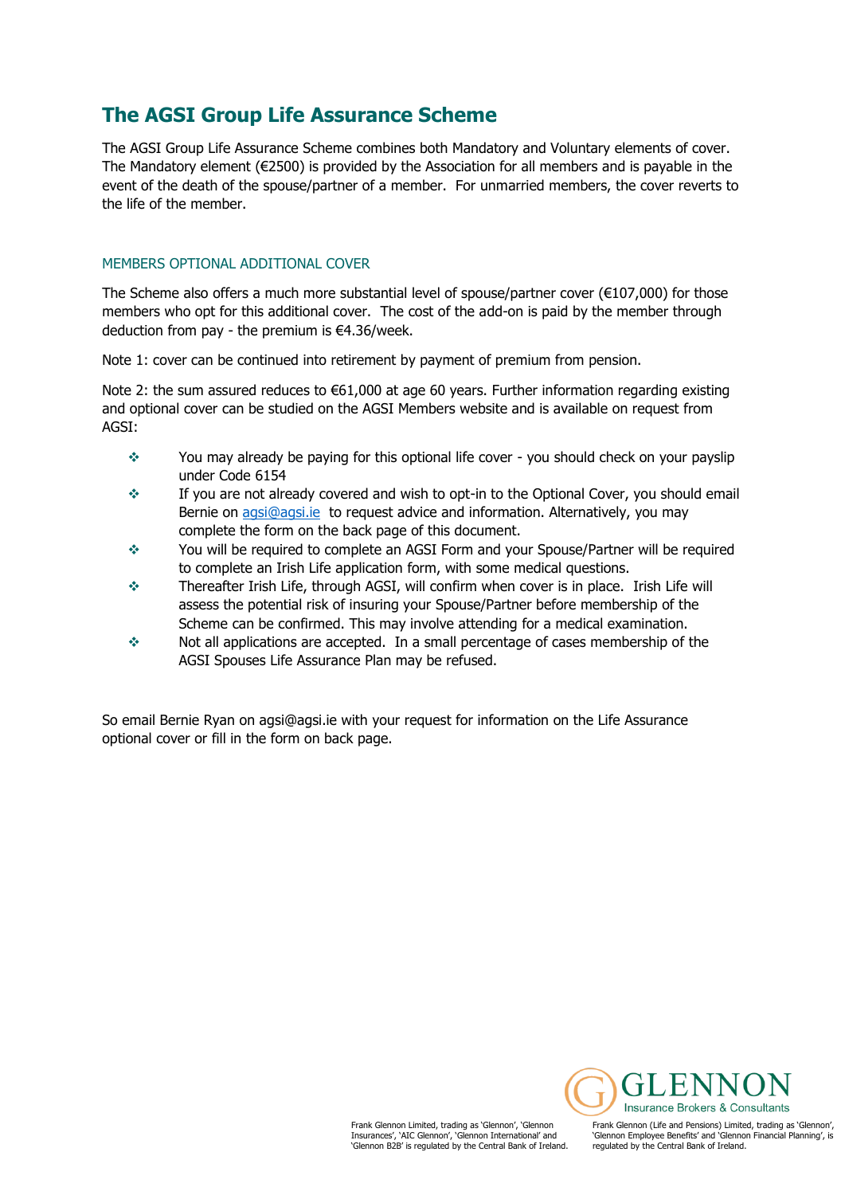# The AGSI Group Life Assurance Scheme

The AGSI Group Life Assurance Scheme combines both Mandatory and Voluntary elements of cover. The Mandatory element (€2500) is provided by the Association for all members and is payable in the event of the death of the spouse/partner of a member. For unmarried members, the cover reverts to the life of the member.

## MEMBERS OPTIONAL ADDITIONAL COVER

The Scheme also offers a much more substantial level of spouse/partner cover (€107,000) for those members who opt for this additional cover. The cost of the add-on is paid by the member through deduction from pay - the premium is €4.36/week.

Note 1: cover can be continued into retirement by payment of premium from pension.

Note 2: the sum assured reduces to €61,000 at age 60 years. Further information regarding existing and optional cover can be studied on the AGSI Members website and is available on request from AGSI:

- You may already be paying for this optional life cover - you should check on your payslip under Code 6154
- If you are not already covered and wish to opt-in to the Optional Cover, you should email Bernie on agsi@agsi.ie to request advice and information. Alternatively, you may complete the form on the back page of this document.
- You will be required to complete an AGSI Form and your Spouse/Partner will be required to complete an Irish Life application form, with some medical questions.
- Thereafter Irish Life, through AGSI, will confirm when cover is in place. Irish Life will assess the potential risk of insuring your Spouse/Partner before membership of the Scheme can be confirmed. This may involve attending for a medical examination.
- Not all applications are accepted. In a small percentage of cases membership of the AGSI Spouses Life Assurance Plan may be refused.

So email Bernie Ryan on agsi@agsi.ie with your request for information on the Life Assurance optional cover or fill in the form on back page.

GLENNON Insurance Brokers & Consultants

Frank Glennon Limited, trading as 'Glennon', 'Glennon Insurances', 'AIC Glennon', 'Glennon International' and 'Glennon B2B' is regulated by the Central Bank of Ireland.

Frank Glennon (Life and Pensions) Limited, trading as 'Glennon', 'Glennon Employee Benefits' and 'Glennon Financial Planning', is regulated by the Central Bank of Ireland.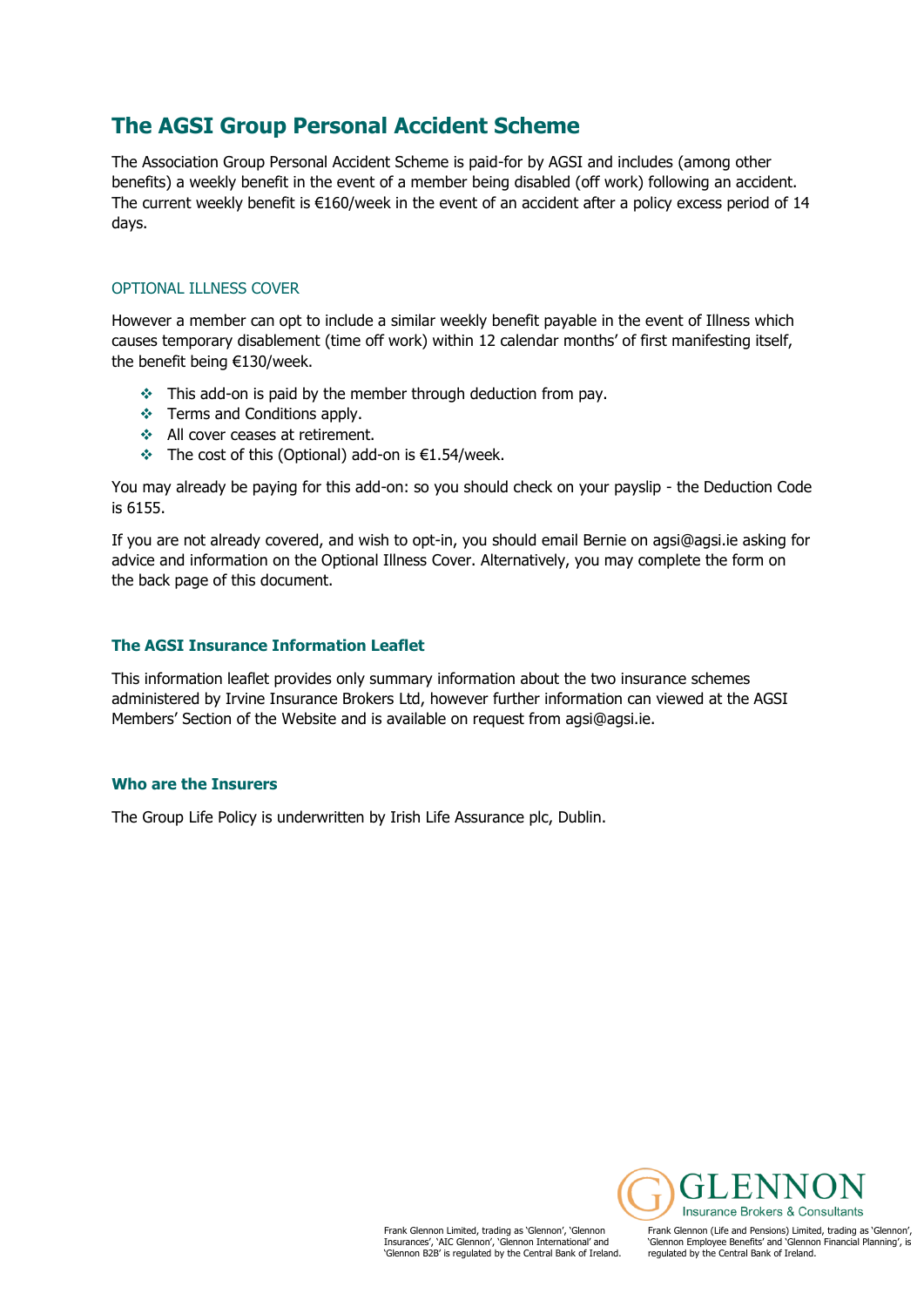## The AGSI Group Personal Accident Scheme

The Association Group Personal Accident Scheme is paid-for by AGSI and includes (among other benefits) a weekly benefit in the event of a member being disabled (off work) following an accident. The current weekly benefit is €160/week in the event of an accident after a policy excess period of 14 days.

### OPTIONAL ILLNESS COVER

However a member can opt to include a similar weekly benefit payable in the event of Illness which causes temporary disablement (time off work) within 12 calendar months' of first manifesting itself, the benefit being €130/week.

- This add-on is paid by the member through deduction from pay.
- Terms and Conditions apply.
- All cover ceases at retirement.
- The cost of this (Optional) add-on is €1.54/week.

You may already be paying for this add-on: so you should check on your payslip - the Deduction Code is 6155.

If you are not already covered, and wish to opt-in, you should email Bernie on agsi@agsi.ie asking for advice and information on the Optional Illness Cover. Alternatively, you may complete the form on the back page of this document.

### The AGSI Insurance Information Leaflet

This information leaflet provides only summary information about the two insurance schemes administered by Irvine Insurance Brokers Ltd, however further information can viewed at the AGSI Members' Section of the Website and is available on request from agsi@agsi.ie.

### Who are the Insurers

The Group Life Policy is underwritten by Irish Life Assurance plc, Dublin.

GLENNON Insurance Brokers & Consultants

Frank Glennon Limited, trading as 'Glennon', 'Glennon Insurances', 'AIC Glennon', 'Glennon International' and 'Glennon B2B' is regulated by the Central Bank of Ireland.

Frank Glennon (Life and Pensions) Limited, trading as 'Glennon', 'Glennon Employee Benefits' and 'Glennon Financial Planning', is regulated by the Central Bank of Ireland.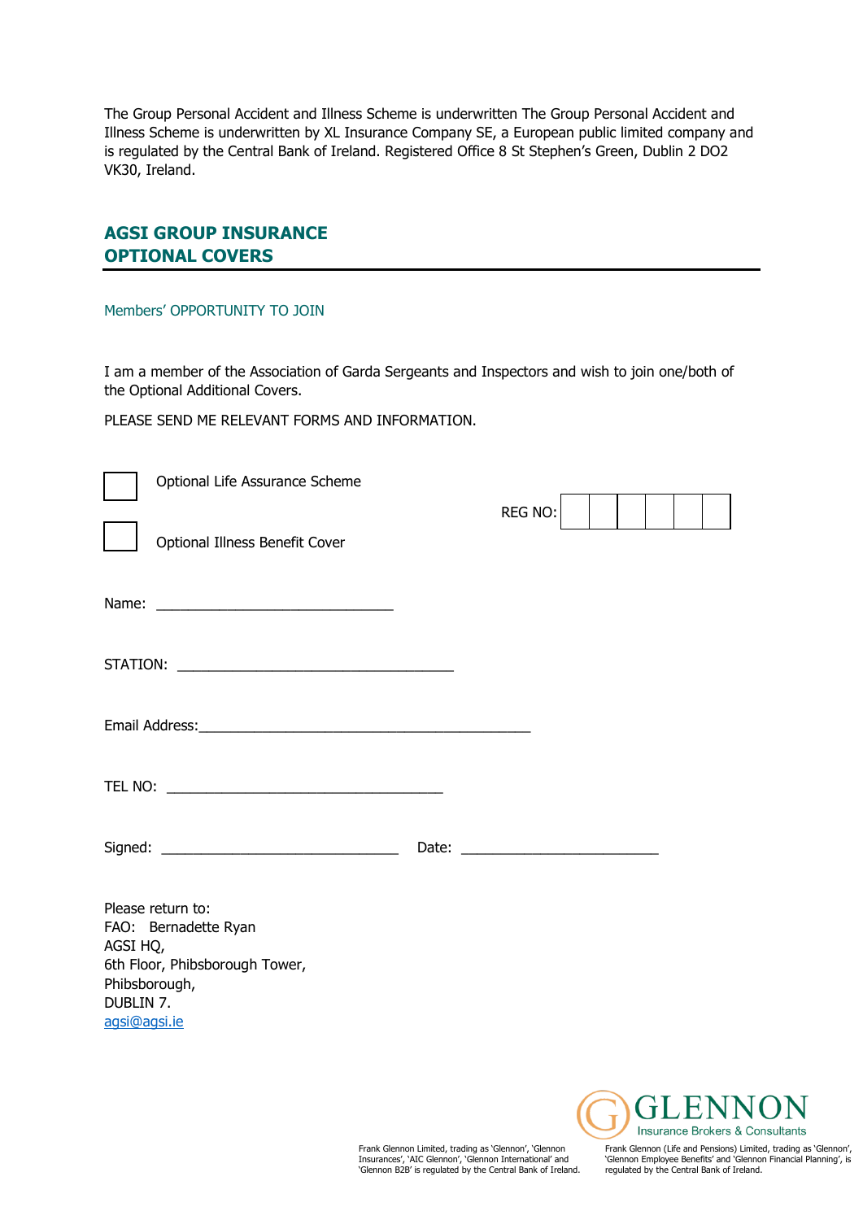The Group Personal Accident and Illness Scheme is underwritten The Group Personal Accident and Illness Scheme is underwritten by XL Insurance Company SE, a European public limited company and is regulated by the Central Bank of Ireland. Registered Office 8 St Stephen's Green, Dublin 2 DO2 VK30, Ireland.

## AGSI GROUP INSURANCE
## OPTIONAL COVERS

Members' OPPORTUNITY TO JOIN

I am a member of the Association of Garda Sergeants and Inspectors and wish to join one/both of the Optional Additional Covers.

PLEASE SEND ME RELEVANT FORMS AND INFORMATION.

☐ Optional Life Assurance Scheme

☐ Optional Illness Benefit Cover

REG NO: | | | | | | |

Name: ______________________________

STATION: ___________________________________

Email Address:__________________________________________

TEL NO: ___________________________________

Signed: ______________________________ Date: _________________________

Please return to:
FAO: Bernadette Ryan
AGSI HQ,
6th Floor, Phibsborough Tower,
Phibsborough,
DUBLIN 7.
agsi@agsi.ie

GLENNON
Insurance Brokers & Consultants

Frank Glennon Limited, trading as 'Glennon', 'Glennon Insurances', 'AIC Glennon', 'Glennon International' and 'Glennon B2B' is regulated by the Central Bank of Ireland.

Frank Glennon (Life and Pensions) Limited, trading as 'Glennon', 'Glennon Employee Benefits' and 'Glennon Financial Planning', is regulated by the Central Bank of Ireland.